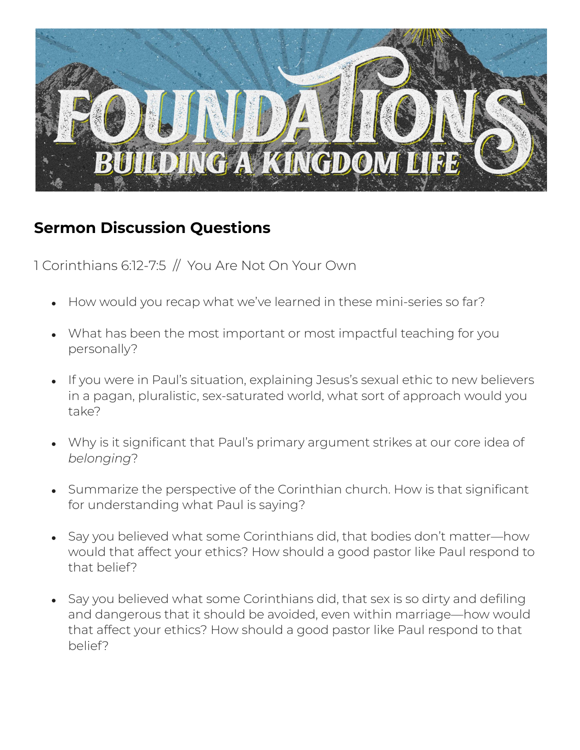# FOUNDATIONS

## BUILDING A KINGDOM LIFE

## Sermon Discussion Questions

1 Corinthians 6:12-7:5 // You Are Not On Your Own

- How would you recap what we've learned in these mini-series so far?
- What has been the most important or most impactful teaching for you personally?
- If you were in Paul's situation, explaining Jesus's sexual ethic to new believers in a pagan, pluralistic, sex-saturated world, what sort of approach would you take?
- Why is it significant that Paul's primary argument strikes at our core idea of *belonging*?
- Summarize the perspective of the Corinthian church. How is that significant for understanding what Paul is saying?
- Say you believed what some Corinthians did, that bodies don't matter—how would that affect your ethics? How should a good pastor like Paul respond to that belief?
- Say you believed what some Corinthians did, that sex is so dirty and defiling and dangerous that it should be avoided, even within marriage—how would that affect your ethics? How should a good pastor like Paul respond to that belief?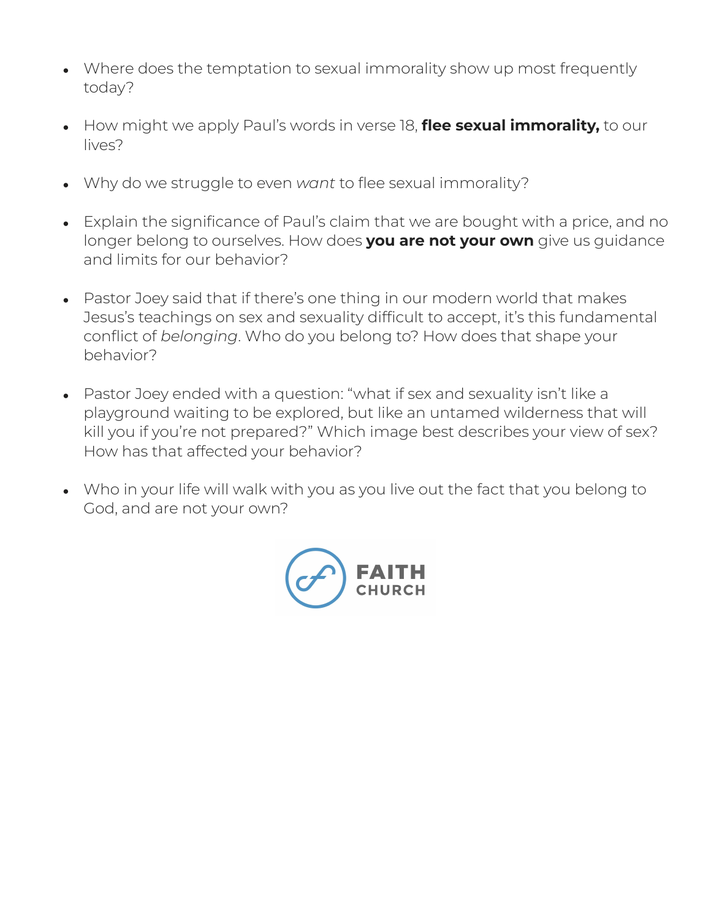- Where does the temptation to sexual immorality show up most frequently today?
- How might we apply Paul's words in verse 18, **flee sexual immorality,** to our lives?
- Why do we struggle to even *want* to flee sexual immorality?
- Explain the significance of Paul's claim that we are bought with a price, and no longer belong to ourselves. How does **you are not your own** give us guidance and limits for our behavior?
- Pastor Joey said that if there's one thing in our modern world that makes Jesus's teachings on sex and sexuality difficult to accept, it's this fundamental conflict of *belonging*. Who do you belong to? How does that shape your behavior?
- Pastor Joey ended with a question: "what if sex and sexuality isn't like a playground waiting to be explored, but like an untamed wilderness that will kill you if you're not prepared?" Which image best describes your view of sex? How has that affected your behavior?
- Who in your life will walk with you as you live out the fact that you belong to God, and are not your own?

FAITH
CHURCH